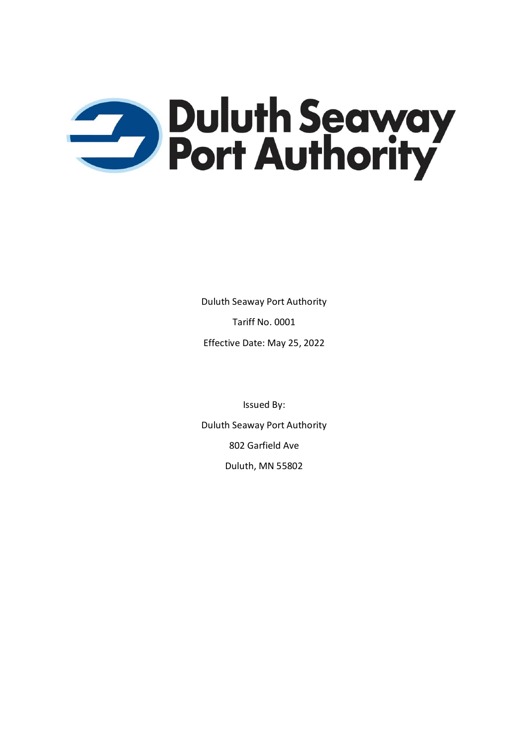# Duluth Seaway Port Authority

Duluth Seaway Port Authority

Tariff No. 0001

Effective Date: May 25, 2022

Issued By:

Duluth Seaway Port Authority

802 Garfield Ave

Duluth, MN 55802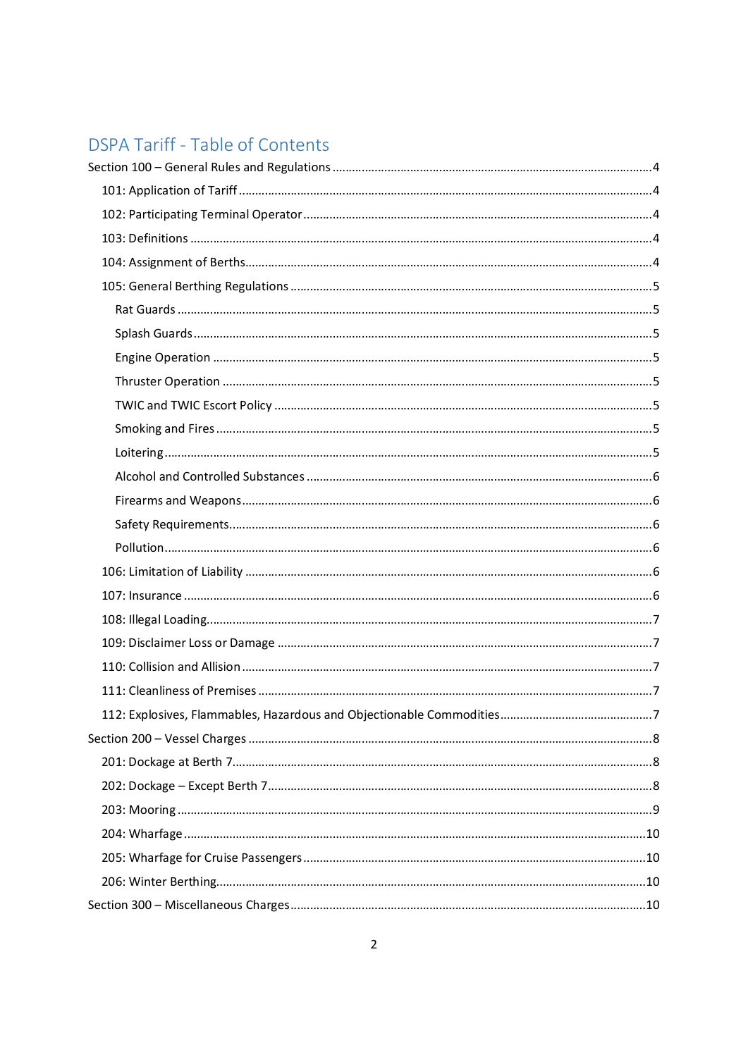## DSPA Tariff - Table of Contents

Section 100 – General Rules and Regulations ....4

- 101: Application of Tariff ....4
- 102: Participating Terminal Operator ....4
- 103: Definitions ....4
- 104: Assignment of Berths ....4
- 105: General Berthing Regulations ....5
  - Rat Guards ....5
  - Splash Guards ....5
  - Engine Operation ....5
  - Thruster Operation ....5
  - TWIC and TWIC Escort Policy ....5
  - Smoking and Fires ....5
  - Loitering ....5
  - Alcohol and Controlled Substances ....6
  - Firearms and Weapons ....6
  - Safety Requirements ....6
  - Pollution ....6
- 106: Limitation of Liability ....6
- 107: Insurance ....6
- 108: Illegal Loading ....7
- 109: Disclaimer Loss or Damage ....7
- 110: Collision and Allision ....7
- 111: Cleanliness of Premises ....7
- 112: Explosives, Flammables, Hazardous and Objectionable Commodities ....7

Section 200 – Vessel Charges ....8

- 201: Dockage at Berth 7 ....8
- 202: Dockage – Except Berth 7 ....8
- 203: Mooring ....9
- 204: Wharfage ....10
- 205: Wharfage for Cruise Passengers ....10
- 206: Winter Berthing ....10

Section 300 – Miscellaneous Charges ....10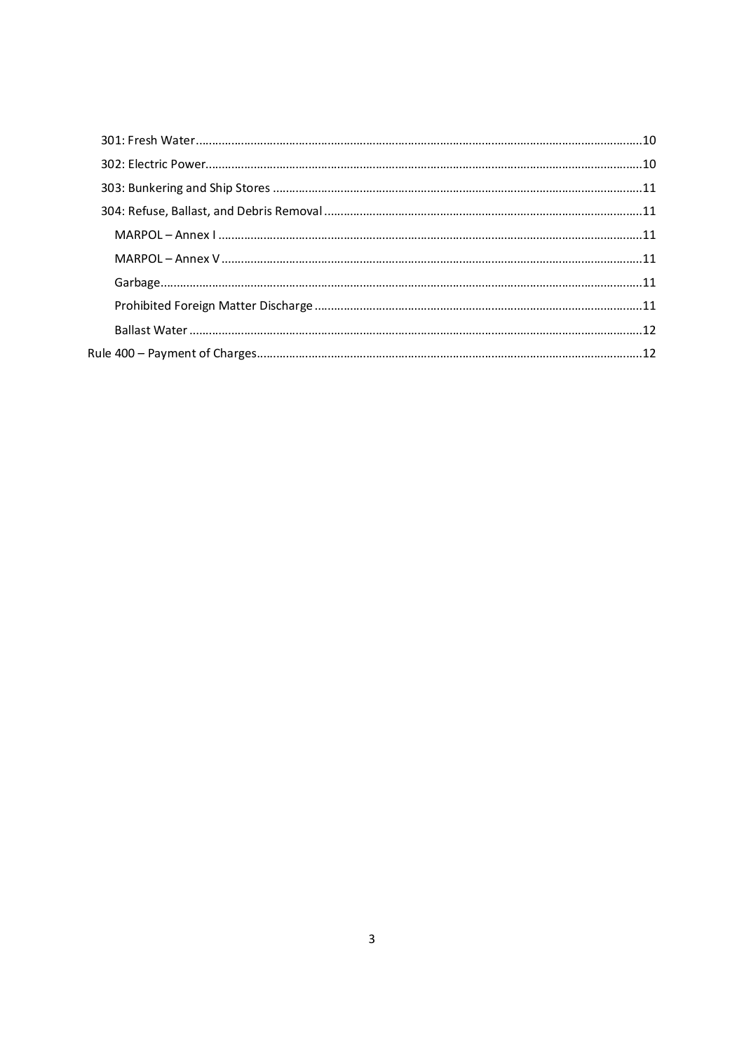- 301: Fresh Water....................................................10
- 302: Electric Power..................................................10
- 303: Bunkering and Ship Stores.......................................11
- 304: Refuse, Ballast, and Debris Removal.............................11
  - MARPOL – Annex I...............................................11
  - MARPOL – Annex V...............................................11
  - Garbage........................................................11
  - Prohibited Foreign Matter Discharge............................11
  - Ballast Water..................................................12

Rule 400 – Payment of Charges.............................................12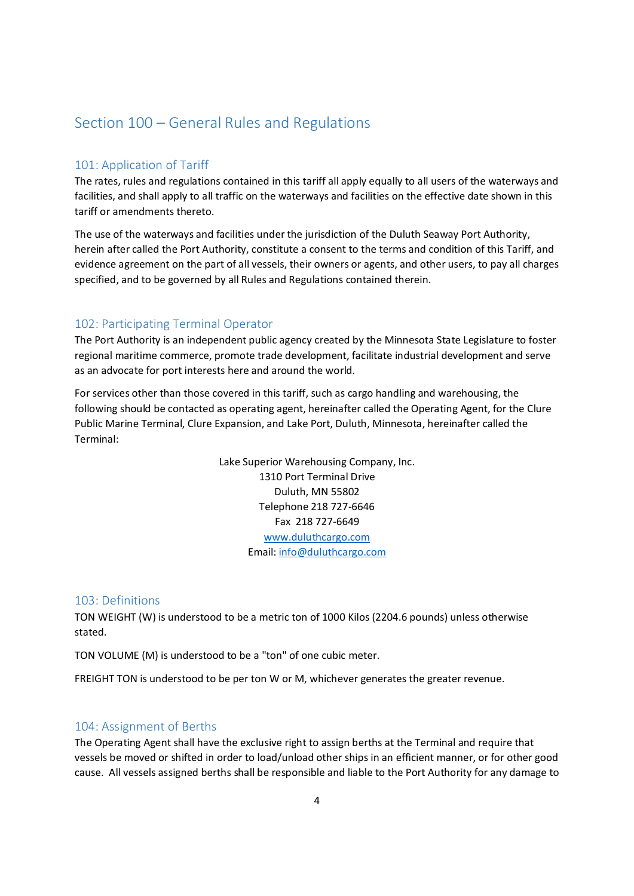# Section 100 – General Rules and Regulations

## 101: Application of Tariff

The rates, rules and regulations contained in this tariff all apply equally to all users of the waterways and facilities, and shall apply to all traffic on the waterways and facilities on the effective date shown in this tariff or amendments thereto.

The use of the waterways and facilities under the jurisdiction of the Duluth Seaway Port Authority, herein after called the Port Authority, constitute a consent to the terms and condition of this Tariff, and evidence agreement on the part of all vessels, their owners or agents, and other users, to pay all charges specified, and to be governed by all Rules and Regulations contained therein.

## 102: Participating Terminal Operator

The Port Authority is an independent public agency created by the Minnesota State Legislature to foster regional maritime commerce, promote trade development, facilitate industrial development and serve as an advocate for port interests here and around the world.

For services other than those covered in this tariff, such as cargo handling and warehousing, the following should be contacted as operating agent, hereinafter called the Operating Agent, for the Clure Public Marine Terminal, Clure Expansion, and Lake Port, Duluth, Minnesota, hereinafter called the Terminal:

Lake Superior Warehousing Company, Inc.
1310 Port Terminal Drive
Duluth, MN 55802
Telephone 218 727-6646
Fax 218 727-6649
www.duluthcargo.com
Email: info@duluthcargo.com

## 103: Definitions

TON WEIGHT (W) is understood to be a metric ton of 1000 Kilos (2204.6 pounds) unless otherwise stated.

TON VOLUME (M) is understood to be a "ton" of one cubic meter.

FREIGHT TON is understood to be per ton W or M, whichever generates the greater revenue.

## 104: Assignment of Berths

The Operating Agent shall have the exclusive right to assign berths at the Terminal and require that vessels be moved or shifted in order to load/unload other ships in an efficient manner, or for other good cause. All vessels assigned berths shall be responsible and liable to the Port Authority for any damage to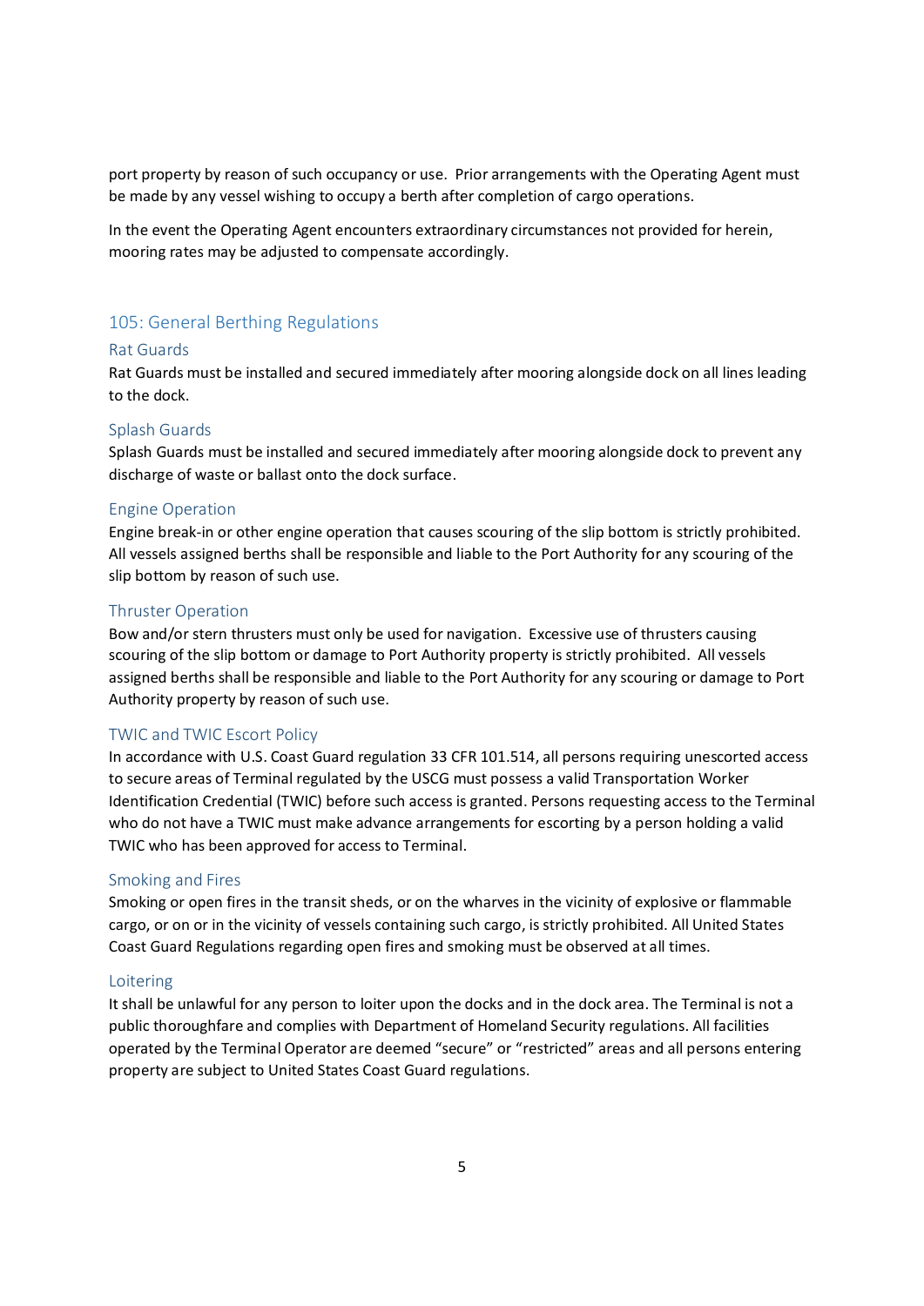port property by reason of such occupancy or use. Prior arrangements with the Operating Agent must be made by any vessel wishing to occupy a berth after completion of cargo operations.

In the event the Operating Agent encounters extraordinary circumstances not provided for herein, mooring rates may be adjusted to compensate accordingly.

## 105: General Berthing Regulations

### Rat Guards

Rat Guards must be installed and secured immediately after mooring alongside dock on all lines leading to the dock.

### Splash Guards

Splash Guards must be installed and secured immediately after mooring alongside dock to prevent any discharge of waste or ballast onto the dock surface.

### Engine Operation

Engine break-in or other engine operation that causes scouring of the slip bottom is strictly prohibited. All vessels assigned berths shall be responsible and liable to the Port Authority for any scouring of the slip bottom by reason of such use.

### Thruster Operation

Bow and/or stern thrusters must only be used for navigation. Excessive use of thrusters causing scouring of the slip bottom or damage to Port Authority property is strictly prohibited. All vessels assigned berths shall be responsible and liable to the Port Authority for any scouring or damage to Port Authority property by reason of such use.

### TWIC and TWIC Escort Policy

In accordance with U.S. Coast Guard regulation 33 CFR 101.514, all persons requiring unescorted access to secure areas of Terminal regulated by the USCG must possess a valid Transportation Worker Identification Credential (TWIC) before such access is granted. Persons requesting access to the Terminal who do not have a TWIC must make advance arrangements for escorting by a person holding a valid TWIC who has been approved for access to Terminal.

### Smoking and Fires

Smoking or open fires in the transit sheds, or on the wharves in the vicinity of explosive or flammable cargo, or on or in the vicinity of vessels containing such cargo, is strictly prohibited. All United States Coast Guard Regulations regarding open fires and smoking must be observed at all times.

### Loitering

It shall be unlawful for any person to loiter upon the docks and in the dock area. The Terminal is not a public thoroughfare and complies with Department of Homeland Security regulations. All facilities operated by the Terminal Operator are deemed "secure" or "restricted" areas and all persons entering property are subject to United States Coast Guard regulations.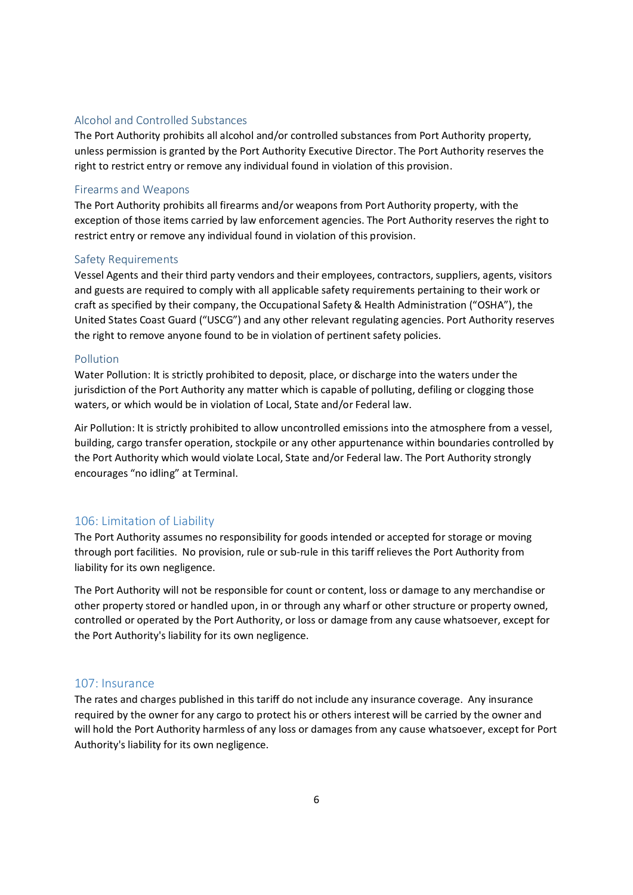### Alcohol and Controlled Substances

The Port Authority prohibits all alcohol and/or controlled substances from Port Authority property, unless permission is granted by the Port Authority Executive Director. The Port Authority reserves the right to restrict entry or remove any individual found in violation of this provision.

### Firearms and Weapons

The Port Authority prohibits all firearms and/or weapons from Port Authority property, with the exception of those items carried by law enforcement agencies. The Port Authority reserves the right to restrict entry or remove any individual found in violation of this provision.

### Safety Requirements

Vessel Agents and their third party vendors and their employees, contractors, suppliers, agents, visitors and guests are required to comply with all applicable safety requirements pertaining to their work or craft as specified by their company, the Occupational Safety & Health Administration ("OSHA"), the United States Coast Guard ("USCG") and any other relevant regulating agencies. Port Authority reserves the right to remove anyone found to be in violation of pertinent safety policies.

### Pollution

Water Pollution: It is strictly prohibited to deposit, place, or discharge into the waters under the jurisdiction of the Port Authority any matter which is capable of polluting, defiling or clogging those waters, or which would be in violation of Local, State and/or Federal law.

Air Pollution: It is strictly prohibited to allow uncontrolled emissions into the atmosphere from a vessel, building, cargo transfer operation, stockpile or any other appurtenance within boundaries controlled by the Port Authority which would violate Local, State and/or Federal law. The Port Authority strongly encourages "no idling" at Terminal.

## 106: Limitation of Liability

The Port Authority assumes no responsibility for goods intended or accepted for storage or moving through port facilities. No provision, rule or sub-rule in this tariff relieves the Port Authority from liability for its own negligence.

The Port Authority will not be responsible for count or content, loss or damage to any merchandise or other property stored or handled upon, in or through any wharf or other structure or property owned, controlled or operated by the Port Authority, or loss or damage from any cause whatsoever, except for the Port Authority's liability for its own negligence.

## 107: Insurance

The rates and charges published in this tariff do not include any insurance coverage. Any insurance required by the owner for any cargo to protect his or others interest will be carried by the owner and will hold the Port Authority harmless of any loss or damages from any cause whatsoever, except for Port Authority's liability for its own negligence.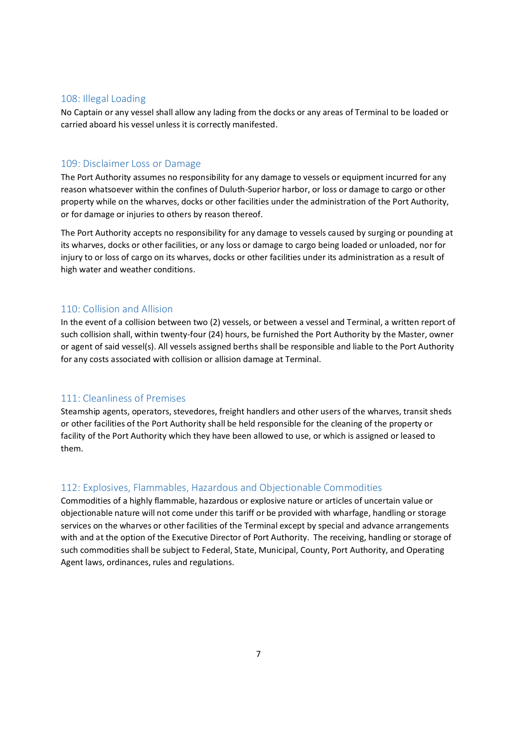## 108: Illegal Loading

No Captain or any vessel shall allow any lading from the docks or any areas of Terminal to be loaded or carried aboard his vessel unless it is correctly manifested.

## 109: Disclaimer Loss or Damage

The Port Authority assumes no responsibility for any damage to vessels or equipment incurred for any reason whatsoever within the confines of Duluth-Superior harbor, or loss or damage to cargo or other property while on the wharves, docks or other facilities under the administration of the Port Authority, or for damage or injuries to others by reason thereof.

The Port Authority accepts no responsibility for any damage to vessels caused by surging or pounding at its wharves, docks or other facilities, or any loss or damage to cargo being loaded or unloaded, nor for injury to or loss of cargo on its wharves, docks or other facilities under its administration as a result of high water and weather conditions.

## 110: Collision and Allision

In the event of a collision between two (2) vessels, or between a vessel and Terminal, a written report of such collision shall, within twenty-four (24) hours, be furnished the Port Authority by the Master, owner or agent of said vessel(s). All vessels assigned berths shall be responsible and liable to the Port Authority for any costs associated with collision or allision damage at Terminal.

## 111: Cleanliness of Premises

Steamship agents, operators, stevedores, freight handlers and other users of the wharves, transit sheds or other facilities of the Port Authority shall be held responsible for the cleaning of the property or facility of the Port Authority which they have been allowed to use, or which is assigned or leased to them.

## 112: Explosives, Flammables, Hazardous and Objectionable Commodities

Commodities of a highly flammable, hazardous or explosive nature or articles of uncertain value or objectionable nature will not come under this tariff or be provided with wharfage, handling or storage services on the wharves or other facilities of the Terminal except by special and advance arrangements with and at the option of the Executive Director of Port Authority. The receiving, handling or storage of such commodities shall be subject to Federal, State, Municipal, County, Port Authority, and Operating Agent laws, ordinances, rules and regulations.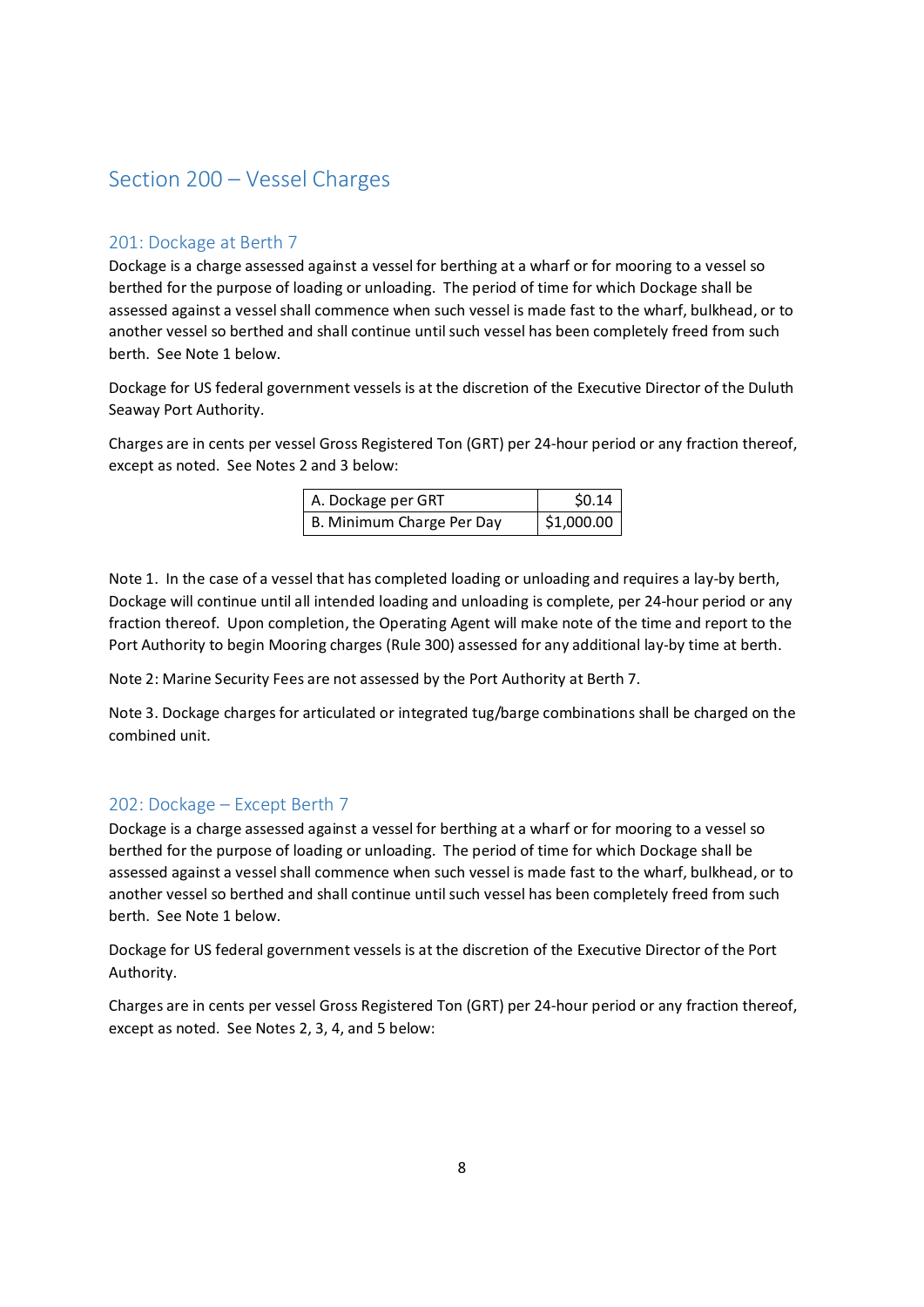# Section 200 – Vessel Charges

## 201: Dockage at Berth 7

Dockage is a charge assessed against a vessel for berthing at a wharf or for mooring to a vessel so berthed for the purpose of loading or unloading. The period of time for which Dockage shall be assessed against a vessel shall commence when such vessel is made fast to the wharf, bulkhead, or to another vessel so berthed and shall continue until such vessel has been completely freed from such berth. See Note 1 below.

Dockage for US federal government vessels is at the discretion of the Executive Director of the Duluth Seaway Port Authority.

Charges are in cents per vessel Gross Registered Ton (GRT) per 24-hour period or any fraction thereof, except as noted. See Notes 2 and 3 below:

| | |
|---|---|
| A. Dockage per GRT | $0.14 |
| B. Minimum Charge Per Day | $1,000.00 |

Note 1. In the case of a vessel that has completed loading or unloading and requires a lay-by berth, Dockage will continue until all intended loading and unloading is complete, per 24-hour period or any fraction thereof. Upon completion, the Operating Agent will make note of the time and report to the Port Authority to begin Mooring charges (Rule 300) assessed for any additional lay-by time at berth.

Note 2: Marine Security Fees are not assessed by the Port Authority at Berth 7.

Note 3. Dockage charges for articulated or integrated tug/barge combinations shall be charged on the combined unit.

## 202: Dockage – Except Berth 7

Dockage is a charge assessed against a vessel for berthing at a wharf or for mooring to a vessel so berthed for the purpose of loading or unloading. The period of time for which Dockage shall be assessed against a vessel shall commence when such vessel is made fast to the wharf, bulkhead, or to another vessel so berthed and shall continue until such vessel has been completely freed from such berth. See Note 1 below.

Dockage for US federal government vessels is at the discretion of the Executive Director of the Port Authority.

Charges are in cents per vessel Gross Registered Ton (GRT) per 24-hour period or any fraction thereof, except as noted. See Notes 2, 3, 4, and 5 below: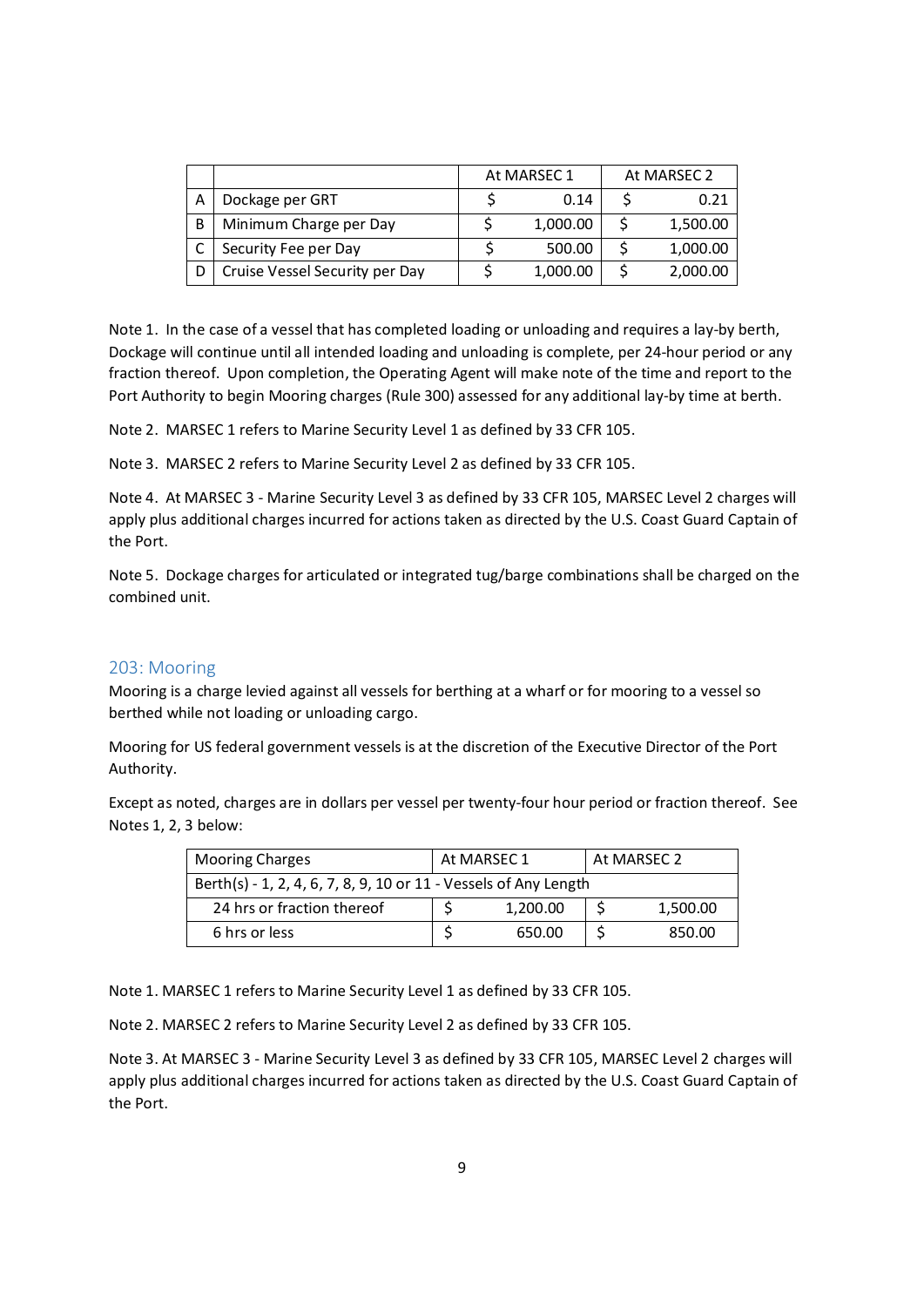| | | At MARSEC 1 | At MARSEC 2 |
|---|---|---|---|
| A | Dockage per GRT | $ 0.14 | $ 0.21 |
| B | Minimum Charge per Day | $ 1,000.00 | $ 1,500.00 |
| C | Security Fee per Day | $ 500.00 | $ 1,000.00 |
| D | Cruise Vessel Security per Day | $ 1,000.00 | $ 2,000.00 |

Note 1. In the case of a vessel that has completed loading or unloading and requires a lay-by berth, Dockage will continue until all intended loading and unloading is complete, per 24-hour period or any fraction thereof. Upon completion, the Operating Agent will make note of the time and report to the Port Authority to begin Mooring charges (Rule 300) assessed for any additional lay-by time at berth.

Note 2. MARSEC 1 refers to Marine Security Level 1 as defined by 33 CFR 105.

Note 3. MARSEC 2 refers to Marine Security Level 2 as defined by 33 CFR 105.

Note 4. At MARSEC 3 - Marine Security Level 3 as defined by 33 CFR 105, MARSEC Level 2 charges will apply plus additional charges incurred for actions taken as directed by the U.S. Coast Guard Captain of the Port.

Note 5. Dockage charges for articulated or integrated tug/barge combinations shall be charged on the combined unit.

## 203: Mooring

Mooring is a charge levied against all vessels for berthing at a wharf or for mooring to a vessel so berthed while not loading or unloading cargo.

Mooring for US federal government vessels is at the discretion of the Executive Director of the Port Authority.

Except as noted, charges are in dollars per vessel per twenty-four hour period or fraction thereof. See Notes 1, 2, 3 below:

| Mooring Charges | At MARSEC 1 | At MARSEC 2 |
|---|---|---|
| Berth(s) - 1, 2, 4, 6, 7, 8, 9, 10 or 11 - Vessels of Any Length | | |
| 24 hrs or fraction thereof | $ 1,200.00 | $ 1,500.00 |
| 6 hrs or less | $ 650.00 | $ 850.00 |

Note 1. MARSEC 1 refers to Marine Security Level 1 as defined by 33 CFR 105.

Note 2. MARSEC 2 refers to Marine Security Level 2 as defined by 33 CFR 105.

Note 3. At MARSEC 3 - Marine Security Level 3 as defined by 33 CFR 105, MARSEC Level 2 charges will apply plus additional charges incurred for actions taken as directed by the U.S. Coast Guard Captain of the Port.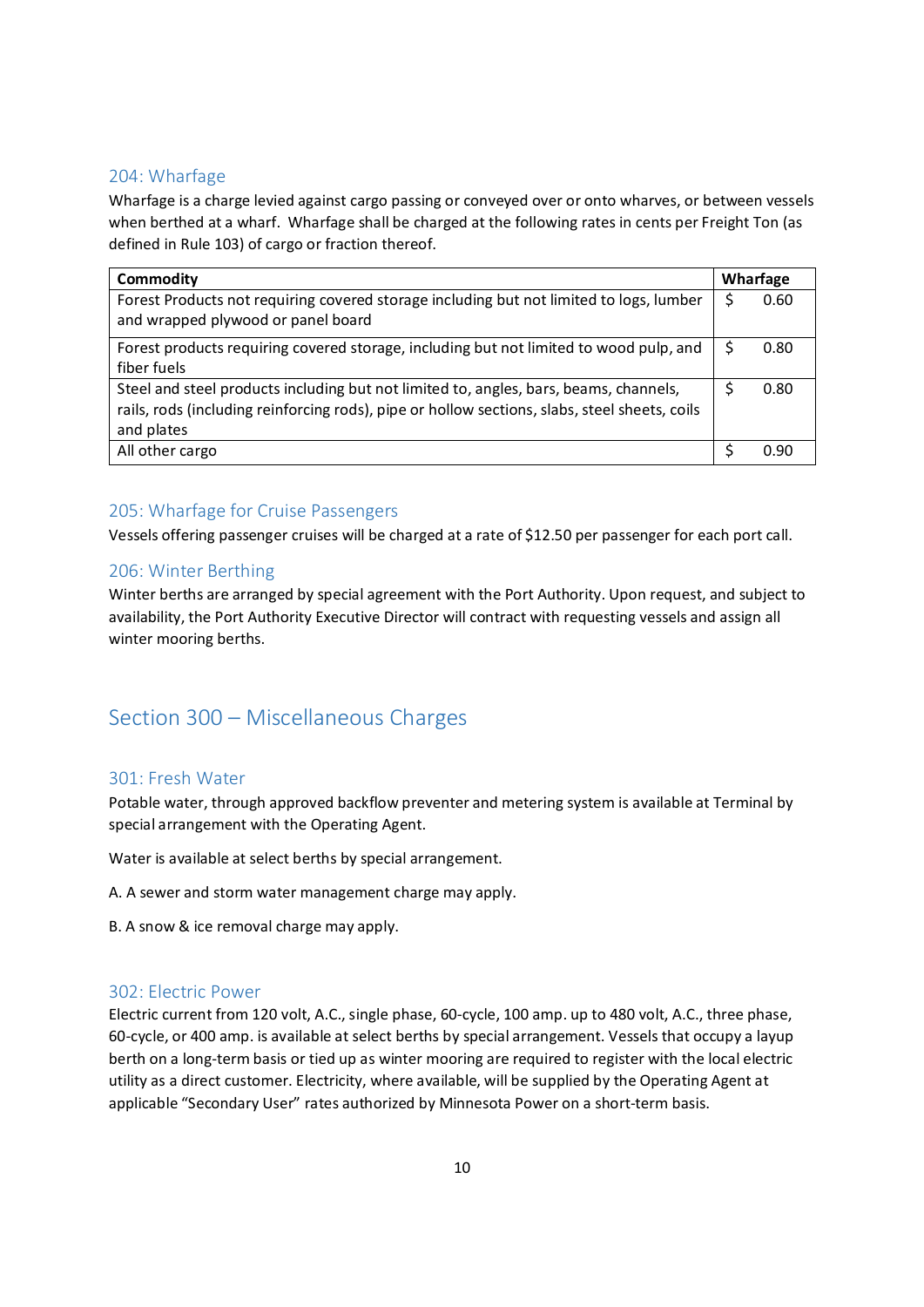### 204: Wharfage

Wharfage is a charge levied against cargo passing or conveyed over or onto wharves, or between vessels when berthed at a wharf. Wharfage shall be charged at the following rates in cents per Freight Ton (as defined in Rule 103) of cargo or fraction thereof.

| Commodity | Wharfage |
|---|---|
| Forest Products not requiring covered storage including but not limited to logs, lumber and wrapped plywood or panel board | $ 0.60 |
| Forest products requiring covered storage, including but not limited to wood pulp, and fiber fuels | $ 0.80 |
| Steel and steel products including but not limited to, angles, bars, beams, channels, rails, rods (including reinforcing rods), pipe or hollow sections, slabs, steel sheets, coils and plates | $ 0.80 |
| All other cargo | $ 0.90 |

### 205: Wharfage for Cruise Passengers

Vessels offering passenger cruises will be charged at a rate of $12.50 per passenger for each port call.

### 206: Winter Berthing

Winter berths are arranged by special agreement with the Port Authority. Upon request, and subject to availability, the Port Authority Executive Director will contract with requesting vessels and assign all winter mooring berths.

## Section 300 – Miscellaneous Charges

### 301: Fresh Water

Potable water, through approved backflow preventer and metering system is available at Terminal by special arrangement with the Operating Agent.

Water is available at select berths by special arrangement.

A. A sewer and storm water management charge may apply.

B. A snow & ice removal charge may apply.

### 302: Electric Power

Electric current from 120 volt, A.C., single phase, 60-cycle, 100 amp. up to 480 volt, A.C., three phase, 60-cycle, or 400 amp. is available at select berths by special arrangement. Vessels that occupy a layup berth on a long-term basis or tied up as winter mooring are required to register with the local electric utility as a direct customer. Electricity, where available, will be supplied by the Operating Agent at applicable "Secondary User" rates authorized by Minnesota Power on a short-term basis.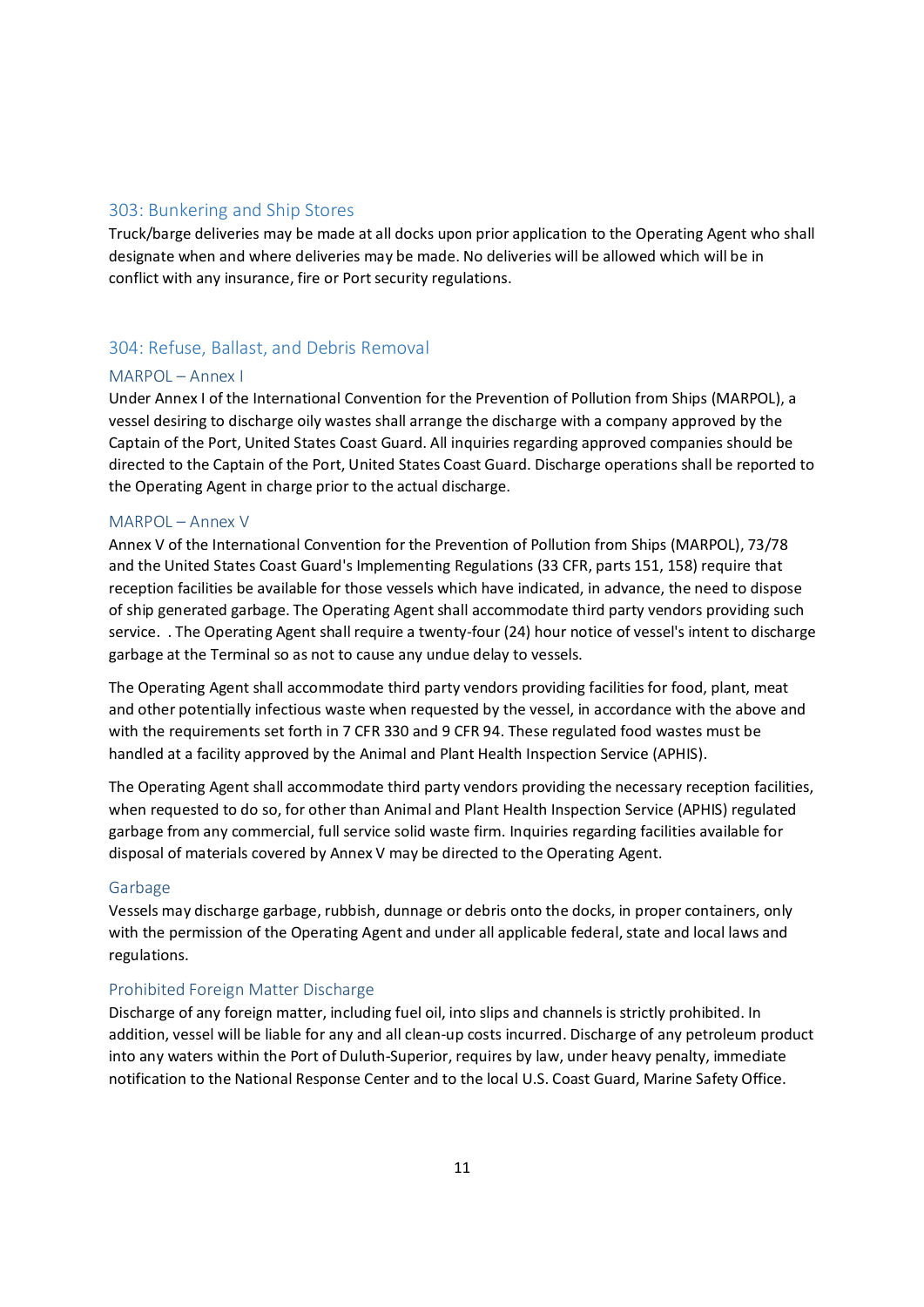## 303: Bunkering and Ship Stores

Truck/barge deliveries may be made at all docks upon prior application to the Operating Agent who shall designate when and where deliveries may be made. No deliveries will be allowed which will be in conflict with any insurance, fire or Port security regulations.

## 304: Refuse, Ballast, and Debris Removal

### MARPOL – Annex I

Under Annex I of the International Convention for the Prevention of Pollution from Ships (MARPOL), a vessel desiring to discharge oily wastes shall arrange the discharge with a company approved by the Captain of the Port, United States Coast Guard. All inquiries regarding approved companies should be directed to the Captain of the Port, United States Coast Guard. Discharge operations shall be reported to the Operating Agent in charge prior to the actual discharge.

### MARPOL – Annex V

Annex V of the International Convention for the Prevention of Pollution from Ships (MARPOL), 73/78 and the United States Coast Guard's Implementing Regulations (33 CFR, parts 151, 158) require that reception facilities be available for those vessels which have indicated, in advance, the need to dispose of ship generated garbage. The Operating Agent shall accommodate third party vendors providing such service. . The Operating Agent shall require a twenty-four (24) hour notice of vessel's intent to discharge garbage at the Terminal so as not to cause any undue delay to vessels.

The Operating Agent shall accommodate third party vendors providing facilities for food, plant, meat and other potentially infectious waste when requested by the vessel, in accordance with the above and with the requirements set forth in 7 CFR 330 and 9 CFR 94. These regulated food wastes must be handled at a facility approved by the Animal and Plant Health Inspection Service (APHIS).

The Operating Agent shall accommodate third party vendors providing the necessary reception facilities, when requested to do so, for other than Animal and Plant Health Inspection Service (APHIS) regulated garbage from any commercial, full service solid waste firm. Inquiries regarding facilities available for disposal of materials covered by Annex V may be directed to the Operating Agent.

### Garbage

Vessels may discharge garbage, rubbish, dunnage or debris onto the docks, in proper containers, only with the permission of the Operating Agent and under all applicable federal, state and local laws and regulations.

### Prohibited Foreign Matter Discharge

Discharge of any foreign matter, including fuel oil, into slips and channels is strictly prohibited. In addition, vessel will be liable for any and all clean-up costs incurred. Discharge of any petroleum product into any waters within the Port of Duluth-Superior, requires by law, under heavy penalty, immediate notification to the National Response Center and to the local U.S. Coast Guard, Marine Safety Office.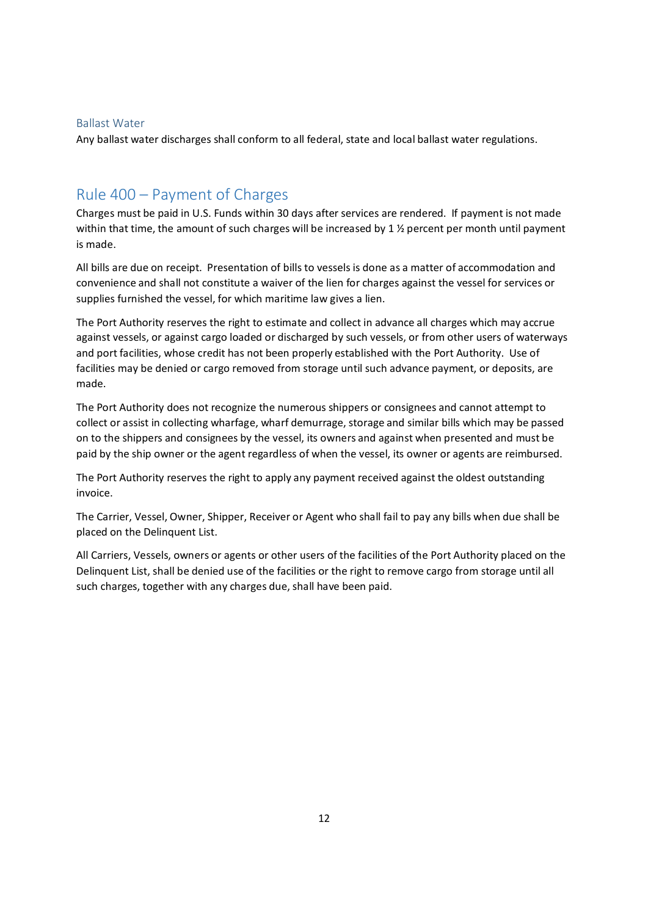### Ballast Water

Any ballast water discharges shall conform to all federal, state and local ballast water regulations.

## Rule 400 – Payment of Charges

Charges must be paid in U.S. Funds within 30 days after services are rendered. If payment is not made within that time, the amount of such charges will be increased by 1 ½ percent per month until payment is made.

All bills are due on receipt. Presentation of bills to vessels is done as a matter of accommodation and convenience and shall not constitute a waiver of the lien for charges against the vessel for services or supplies furnished the vessel, for which maritime law gives a lien.

The Port Authority reserves the right to estimate and collect in advance all charges which may accrue against vessels, or against cargo loaded or discharged by such vessels, or from other users of waterways and port facilities, whose credit has not been properly established with the Port Authority. Use of facilities may be denied or cargo removed from storage until such advance payment, or deposits, are made.

The Port Authority does not recognize the numerous shippers or consignees and cannot attempt to collect or assist in collecting wharfage, wharf demurrage, storage and similar bills which may be passed on to the shippers and consignees by the vessel, its owners and against when presented and must be paid by the ship owner or the agent regardless of when the vessel, its owner or agents are reimbursed.

The Port Authority reserves the right to apply any payment received against the oldest outstanding invoice.

The Carrier, Vessel, Owner, Shipper, Receiver or Agent who shall fail to pay any bills when due shall be placed on the Delinquent List.

All Carriers, Vessels, owners or agents or other users of the facilities of the Port Authority placed on the Delinquent List, shall be denied use of the facilities or the right to remove cargo from storage until all such charges, together with any charges due, shall have been paid.